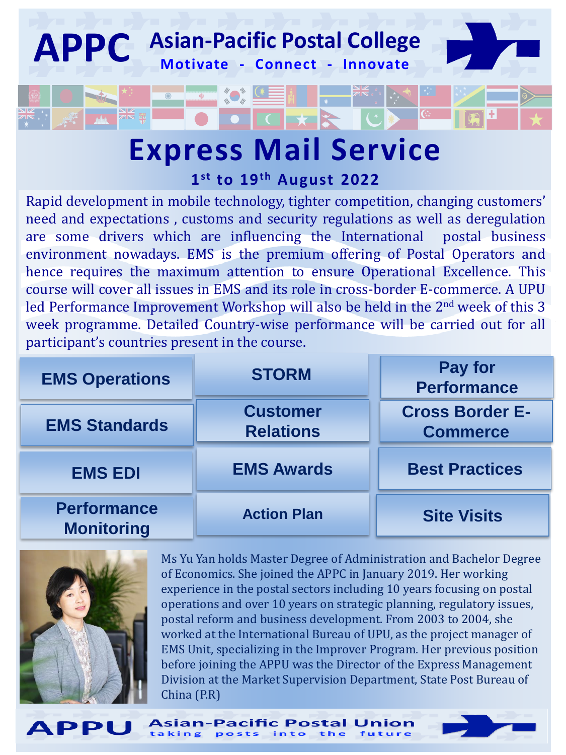# APPC Asian-Pacific Postal College

**Motivate - Connect - Innovate**

# Express Mail Service

### 1st to 19th August 2022

Rapid development in mobile technology, tighter competition, changing customers' need and expectations , customs and security regulations as well as deregulation are some drivers which are influencing the International postal business environment nowadays. EMS is the premium offering of Postal Operators and hence requires the maximum attention to ensure Operational Excellence. This course will cover all issues in EMS and its role in cross-border E-commerce. A UPU led Performance Improvement Workshop will also be held in the 2nd week of this 3 week programme. Detailed Country-wise performance will be carried out for all participant's countries present in the course.

- **EMS Operations**
- **STORM**
- **Pay for Performance**
- **EMS Standards**
- **Customer Relations**
- **Cross Border E-Commerce**
- **EMS EDI**
- **EMS Awards**
- **Best Practices**
- **Performance Monitoring**
- **Action Plan**
- **Site Visits**

Ms Yu Yan holds Master Degree of Administration and Bachelor Degree of Economics. She joined the APPC in January 2019. Her working experience in the postal sectors including 10 years focusing on postal operations and over 10 years on strategic planning, regulatory issues, postal reform and business development. From 2003 to 2004, she worked at the International Bureau of UPU, as the project manager of EMS Unit, specializing in the Improver Program. Her previous position before joining the APPU was the Director of the Express Management Division at the Market Supervision Department, State Post Bureau of China (P.R)

**APPU Asian-Pacific Postal Union** taking posts into the future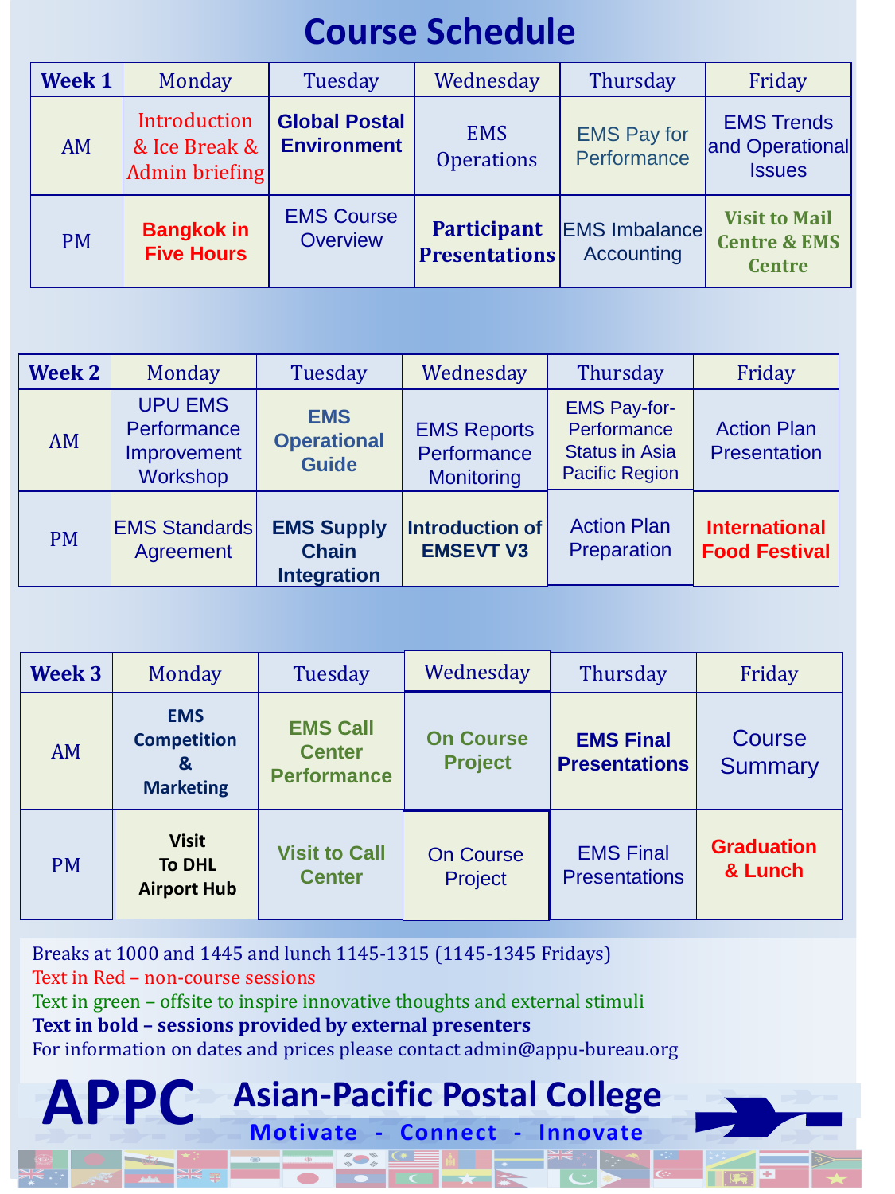# Course Schedule

| Week 1 | Monday | Tuesday | Wednesday | Thursday | Friday |
|---|---|---|---|---|---|
| AM | Introduction & Ice Break & Admin briefing | **Global Postal Environment** | EMS Operations | EMS Pay for Performance | EMS Trends and Operational Issues |
| PM | **Bangkok in Five Hours** | EMS Course Overview | **Participant Presentations** | EMS Imbalance Accounting | **Visit to Mail Centre & EMS Centre** |

| Week 2 | Monday | Tuesday | Wednesday | Thursday | Friday |
|---|---|---|---|---|---|
| AM | UPU EMS Performance Improvement Workshop | **EMS Operational Guide** | EMS Reports Performance Monitoring | EMS Pay-for-Performance Status in Asia Pacific Region | Action Plan Presentation |
| PM | EMS Standards Agreement | **EMS Supply Chain Integration** | **Introduction of EMSEVT V3** | Action Plan Preparation | **International Food Festival** |

| Week 3 | Monday | Tuesday | Wednesday | Thursday | Friday |
|---|---|---|---|---|---|
| AM | **EMS Competition & Marketing** | **EMS Call Center Performance** | **On Course Project** | **EMS Final Presentations** | Course Summary |
| PM | **Visit To DHL Airport Hub** | **Visit to Call Center** | On Course Project | EMS Final Presentations | **Graduation & Lunch** |

Breaks at 1000 and 1445 and lunch 1145-1315 (1145-1345 Fridays)

Text in Red – non-course sessions

Text in green – offsite to inspire innovative thoughts and external stimuli

**Text in bold – sessions provided by external presenters**

For information on dates and prices please contact admin@appu-bureau.org

**APPC** **Asian-Pacific Postal College**

**Motivate - Connect - Innovate**